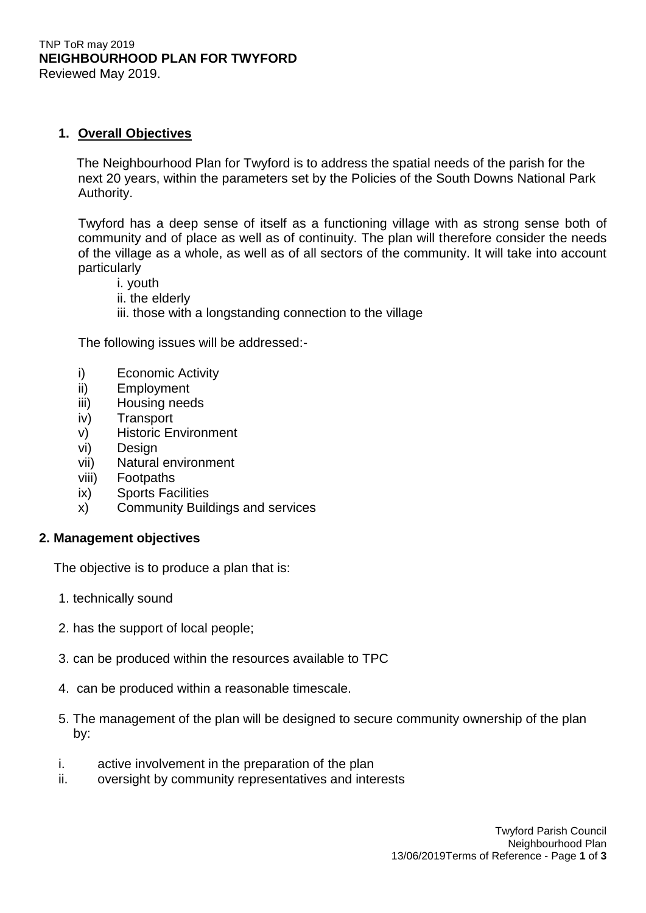TNP ToR may 2019

**NEIGHBOURHOOD PLAN FOR TWYFORD**

Reviewed May 2019.

## 1. Overall Objectives

The Neighbourhood Plan for Twyford is to address the spatial needs of the parish for the next 20 years, within the parameters set by the Policies of the South Downs National Park Authority.

Twyford has a deep sense of itself as a functioning village with as strong sense both of community and of place as well as of continuity. The plan will therefore consider the needs of the village as a whole, as well as of all sectors of the community. It will take into account particularly

i. youth
ii. the elderly
iii. those with a longstanding connection to the village

The following issues will be addressed:-

i) Economic Activity
ii) Employment
iii) Housing needs
iv) Transport
v) Historic Environment
vi) Design
vii) Natural environment
viii) Footpaths
ix) Sports Facilities
x) Community Buildings and services

## 2. Management objectives

The objective is to produce a plan that is:

1. technically sound
2. has the support of local people;
3. can be produced within the resources available to TPC
4. can be produced within a reasonable timescale.
5. The management of the plan will be designed to secure community ownership of the plan by:

i. active involvement in the preparation of the plan
ii. oversight by community representatives and interests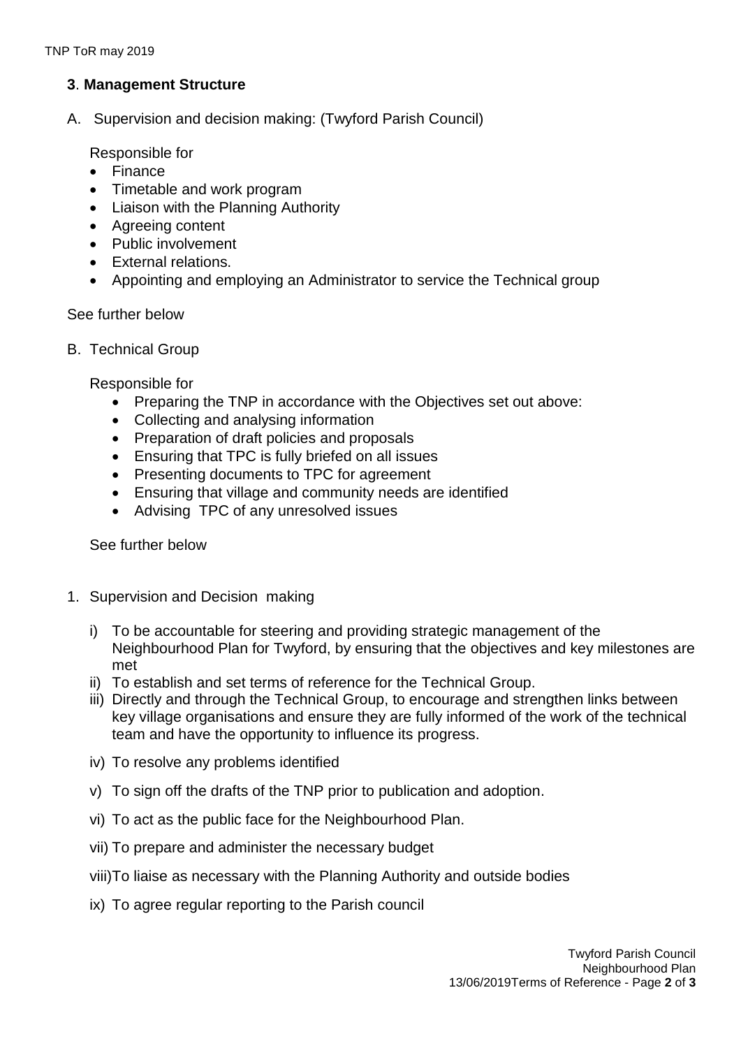## 3. Management Structure

A. Supervision and decision making: (Twyford Parish Council)

Responsible for

- Finance
- Timetable and work program
- Liaison with the Planning Authority
- Agreeing content
- Public involvement
- External relations.
- Appointing and employing an Administrator to service the Technical group

See further below

B. Technical Group

Responsible for

- Preparing the TNP in accordance with the Objectives set out above:
- Collecting and analysing information
- Preparation of draft policies and proposals
- Ensuring that TPC is fully briefed on all issues
- Presenting documents to TPC for agreement
- Ensuring that village and community needs are identified
- Advising TPC of any unresolved issues

See further below

1. Supervision and Decision making

   i) To be accountable for steering and providing strategic management of the Neighbourhood Plan for Twyford, by ensuring that the objectives and key milestones are met

   ii) To establish and set terms of reference for the Technical Group.

   iii) Directly and through the Technical Group, to encourage and strengthen links between key village organisations and ensure they are fully informed of the work of the technical team and have the opportunity to influence its progress.

   iv) To resolve any problems identified

   v) To sign off the drafts of the TNP prior to publication and adoption.

   vi) To act as the public face for the Neighbourhood Plan.

   vii) To prepare and administer the necessary budget

   viii) To liaise as necessary with the Planning Authority and outside bodies

   ix) To agree regular reporting to the Parish council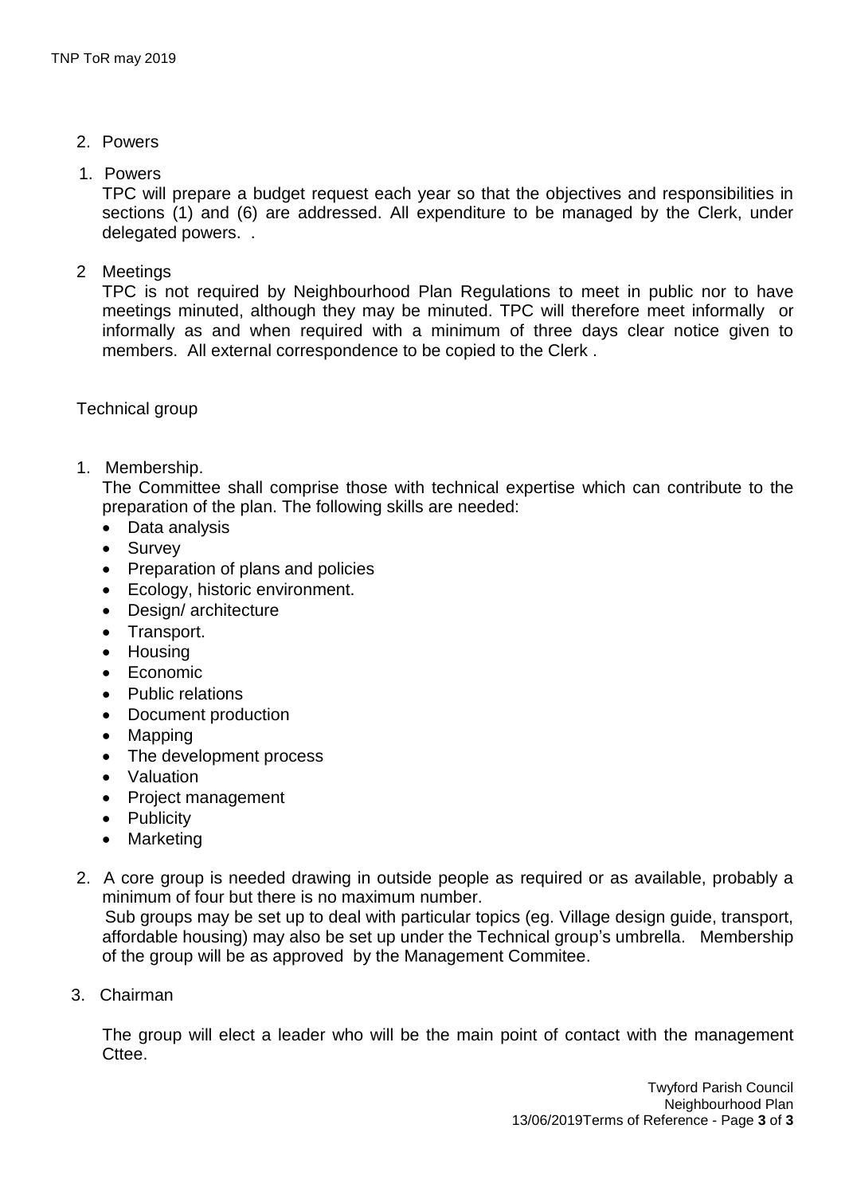2. Powers

1. Powers

   TPC will prepare a budget request each year so that the objectives and responsibilities in sections (1) and (6) are addressed. All expenditure to be managed by the Clerk, under delegated powers. .

2 Meetings

   TPC is not required by Neighbourhood Plan Regulations to meet in public nor to have meetings minuted, although they may be minuted. TPC will therefore meet informally or informally as and when required with a minimum of three days clear notice given to members. All external correspondence to be copied to the Clerk .

Technical group

1. Membership.

   The Committee shall comprise those with technical expertise which can contribute to the preparation of the plan. The following skills are needed:

   - Data analysis
   - Survey
   - Preparation of plans and policies
   - Ecology, historic environment.
   - Design/ architecture
   - Transport.
   - Housing
   - Economic
   - Public relations
   - Document production
   - Mapping
   - The development process
   - Valuation
   - Project management
   - Publicity
   - Marketing

2. A core group is needed drawing in outside people as required or as available, probably a minimum of four but there is no maximum number.

   Sub groups may be set up to deal with particular topics (eg. Village design guide, transport, affordable housing) may also be set up under the Technical group's umbrella. Membership of the group will be as approved by the Management Commitee.

3. Chairman

   The group will elect a leader who will be the main point of contact with the management Cttee.